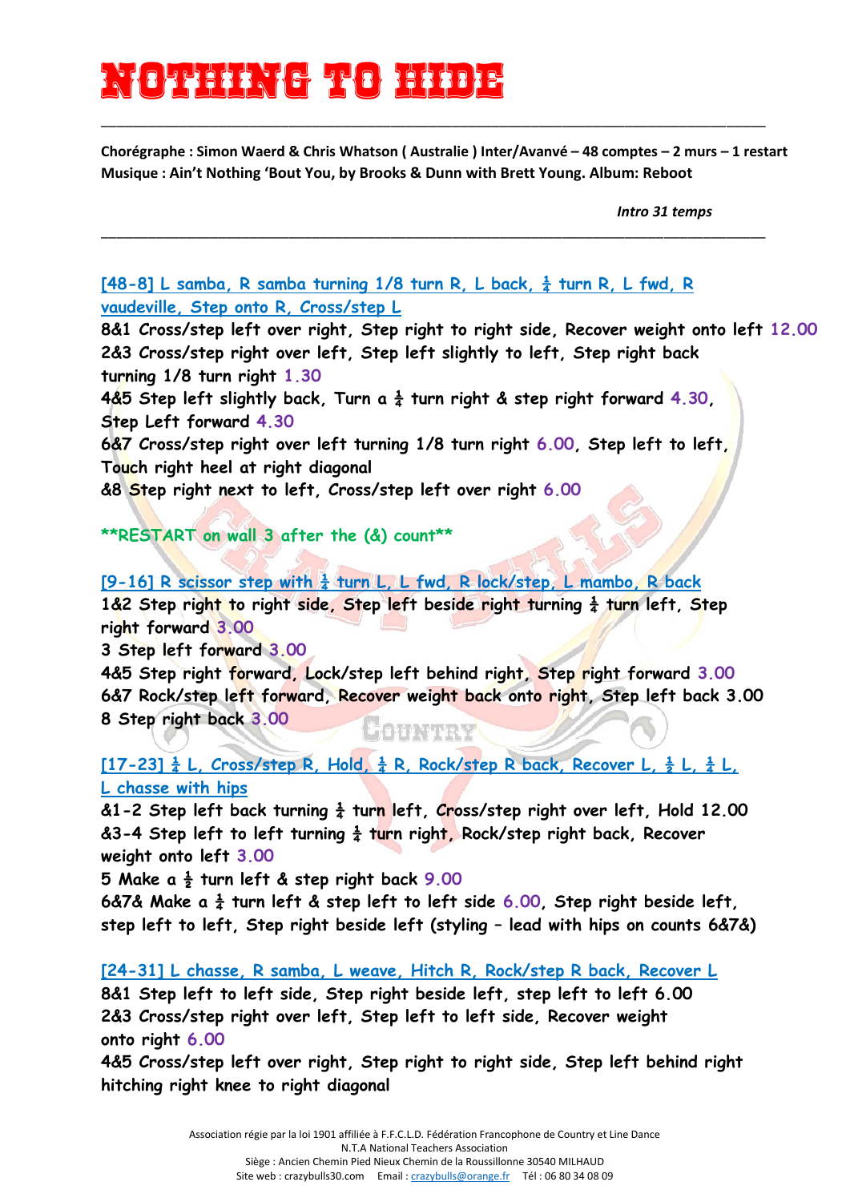# NOTHING TO HIDE

**Chorégraphe : Simon Waerd & Chris Whatson ( Australie ) Inter/Avanvé – 48 comptes – 2 murs – 1 restart**
**Musique : Ain't Nothing 'Bout You, by Brooks & Dunn with Brett Young. Album: Reboot**

*Intro 31 temps*

---

[48-8] L samba, R samba turning 1/8 turn R, L back, ¼ turn R, L fwd, R vaudeville, Step onto R, Cross/step L

8&1 Cross/step left over right, Step right to right side, Recover weight onto left 12.00
2&3 Cross/step right over left, Step left slightly to left, Step right back turning 1/8 turn right 1.30
4&5 Step left slightly back, Turn a ¼ turn right & step right forward 4.30, Step Left forward 4.30
6&7 Cross/step right over left turning 1/8 turn right 6.00, Step left to left, Touch right heel at right diagonal
&8 Step right next to left, Cross/step left over right 6.00

**RESTART on wall 3 after the (&) count**

[9-16] R scissor step with ¼ turn L, L fwd, R lock/step, L mambo, R back

1&2 Step right to right side, Step left beside right turning ¼ turn left, Step right forward 3.00
3 Step left forward 3.00
4&5 Step right forward, Lock/step left behind right, Step right forward 3.00
6&7 Rock/step left forward, Recover weight back onto right, Step left back 3.00
8 Step right back 3.00

[17-23] ¼ L, Cross/step R, Hold, ¼ R, Rock/step R back, Recover L, ½ L, ¼ L, L chasse with hips

&1-2 Step left back turning ¼ turn left, Cross/step right over left, Hold 12.00
&3-4 Step left to left turning ¼ turn right, Rock/step right back, Recover weight onto left 3.00
5 Make a ½ turn left & step right back 9.00
6&7& Make a ¼ turn left & step left to left side 6.00, Step right beside left, step left to left, Step right beside left (styling – lead with hips on counts 6&7&)

[24-31] L chasse, R samba, L weave, Hitch R, Rock/step R back, Recover L

8&1 Step left to left side, Step right beside left, step left to left 6.00
2&3 Cross/step right over left, Step left to left side, Recover weight onto right 6.00
4&5 Cross/step left over right, Step right to right side, Step left behind right hitching right knee to right diagonal

Association régie par la loi 1901 affiliée à F.F.C.L.D. Fédération Francophone de Country et Line Dance
N.T.A National Teachers Association
Siège : Ancien Chemin Pied Nieux Chemin de la Roussillonne 30540 MILHAUD
Site web : crazybulls30.com Email : crazybulls@orange.fr Tél : 06 80 34 08 09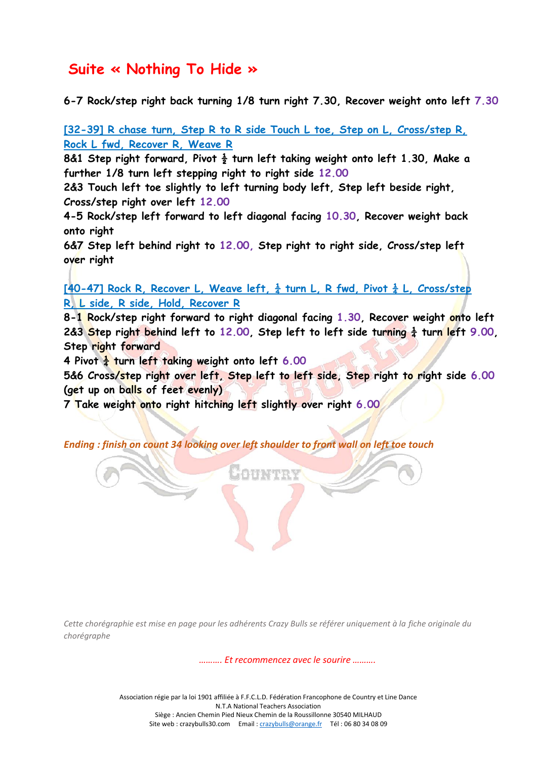# Suite « Nothing To Hide »

**6-7 Rock/step right back turning 1/8 turn right 7.30, Recover weight onto left 7.30**

**[32-39] R chase turn, Step R to R side Touch L toe, Step on L, Cross/step R, Rock L fwd, Recover R, Weave R**

**8&1 Step right forward, Pivot ½ turn left taking weight onto left 1.30, Make a further 1/8 turn left stepping right to right side 12.00**

**2&3 Touch left toe slightly to left turning body left, Step left beside right, Cross/step right over left 12.00**

**4-5 Rock/step left forward to left diagonal facing 10.30, Recover weight back onto right**

**6&7 Step left behind right to 12.00, Step right to right side, Cross/step left over right**

**[40-47] Rock R, Recover L, Weave left, ¼ turn L, R fwd, Pivot ¼ L, Cross/step R, L side, R side, Hold, Recover R**

**8-1 Rock/step right forward to right diagonal facing 1.30, Recover weight onto left**

**2&3 Step right behind left to 12.00, Step left to left side turning ¼ turn left 9.00, Step right forward**

**4 Pivot ¼ turn left taking weight onto left 6.00**

**5&6 Cross/step right over left, Step left to left side, Step right to right side 6.00 (get up on balls of feet evenly)**

**7 Take weight onto right hitching left slightly over right 6.00**

*Ending : finish on count 34 looking over left shoulder to front wall on left toe touch*

*Cette chorégraphie est mise en page pour les adhérents Crazy Bulls se référer uniquement à la fiche originale du chorégraphe*

*………. Et recommencez avec le sourire ……….*

Association régie par la loi 1901 affiliée à F.F.C.L.D. Fédération Francophone de Country et Line Dance
N.T.A National Teachers Association
Siège : Ancien Chemin Pied Nieux Chemin de la Roussillonne 30540 MILHAUD
Site web : crazybulls30.com Email : crazybulls@orange.fr Tél : 06 80 34 08 09